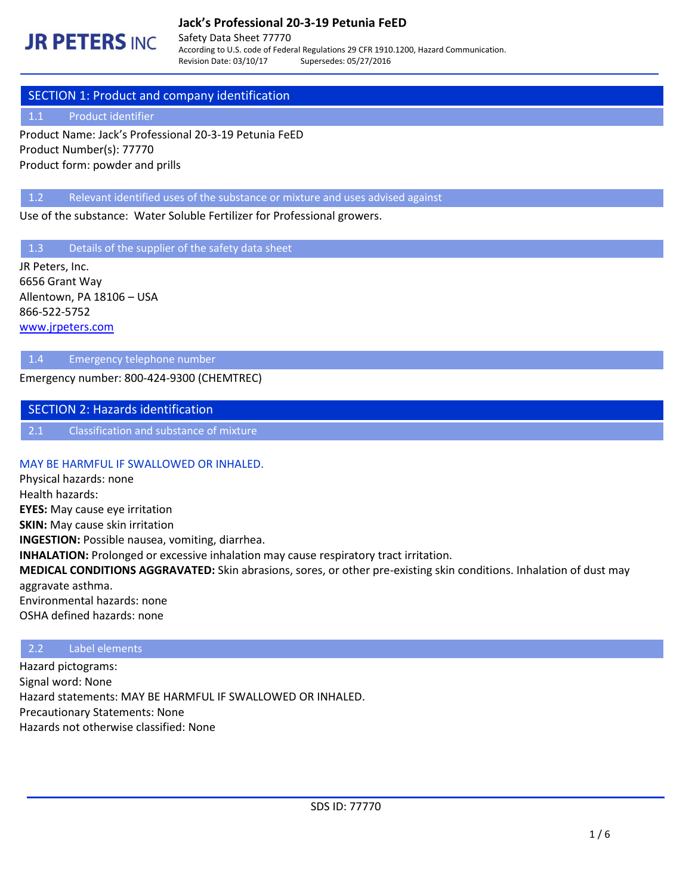# Jack's Professional 20-3-19 Petunia FeED

JR PETERS INC

Safety Data Sheet 77770

According to U.S. code of Federal Regulations 29 CFR 1910.1200, Hazard Communication.

Revision Date: 03/10/17 Supersedes: 05/27/2016

## SECTION 1: Product and company identification

### 1.1 Product identifier

Product Name: Jack's Professional 20-3-19 Petunia FeED
Product Number(s): 77770
Product form: powder and prills

### 1.2 Relevant identified uses of the substance or mixture and uses advised against

Use of the substance: Water Soluble Fertilizer for Professional growers.

### 1.3 Details of the supplier of the safety data sheet

JR Peters, Inc.
6656 Grant Way
Allentown, PA 18106 – USA
866-522-5752
www.jrpeters.com

### 1.4 Emergency telephone number

Emergency number: 800-424-9300 (CHEMTREC)

## SECTION 2: Hazards identification

### 2.1 Classification and substance of mixture

MAY BE HARMFUL IF SWALLOWED OR INHALED.
Physical hazards: none
Health hazards:
**EYES:** May cause eye irritation
**SKIN:** May cause skin irritation
**INGESTION:** Possible nausea, vomiting, diarrhea.
**INHALATION:** Prolonged or excessive inhalation may cause respiratory tract irritation.
**MEDICAL CONDITIONS AGGRAVATED:** Skin abrasions, sores, or other pre-existing skin conditions. Inhalation of dust may aggravate asthma.
Environmental hazards: none
OSHA defined hazards: none

### 2.2 Label elements

Hazard pictograms:
Signal word: None
Hazard statements: MAY BE HARMFUL IF SWALLOWED OR INHALED.
Precautionary Statements: None
Hazards not otherwise classified: None

SDS ID: 77770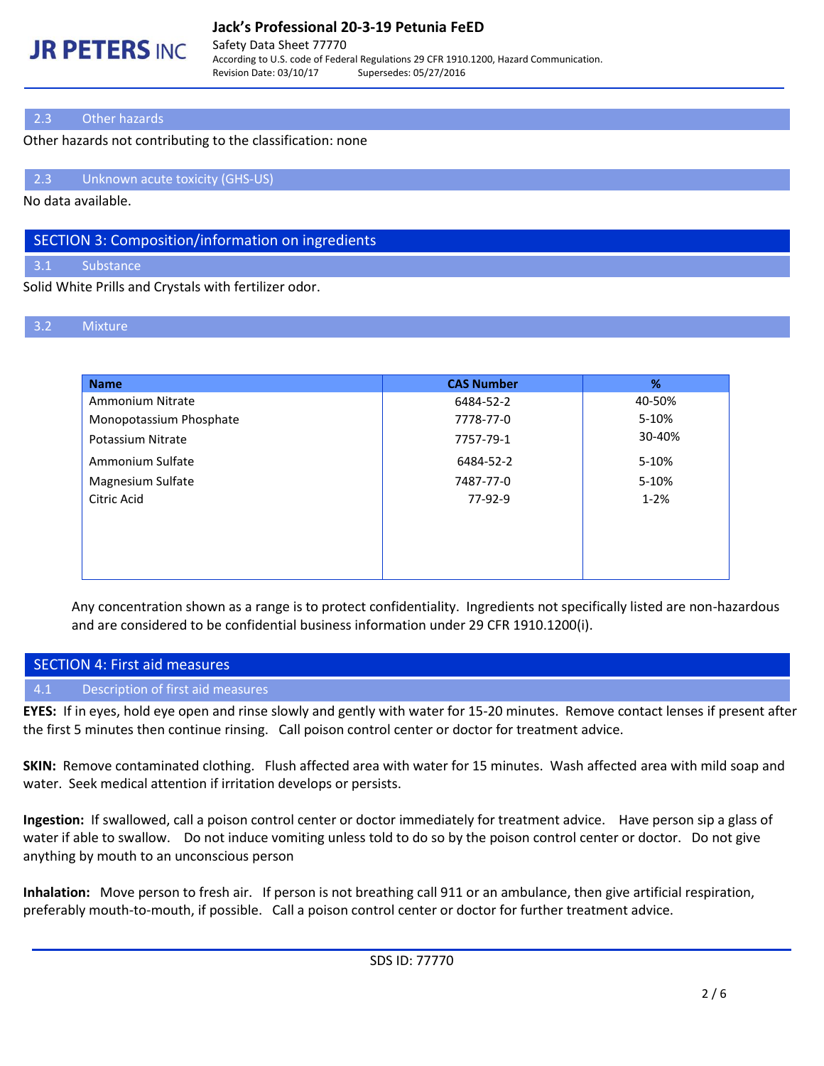### 2.3 Other hazards

Other hazards not contributing to the classification: none

### 2.3 Unknown acute toxicity (GHS-US)

No data available.

## SECTION 3: Composition/information on ingredients

### 3.1 Substance

Solid White Prills and Crystals with fertilizer odor.

### 3.2 Mixture

| Name | CAS Number | % |
|---|---|---|
| Ammonium Nitrate | 6484-52-2 | 40-50% |
| Monopotassium Phosphate | 7778-77-0 | 5-10% |
| Potassium Nitrate | 7757-79-1 | 30-40% |
| Ammonium Sulfate | 6484-52-2 | 5-10% |
| Magnesium Sulfate | 7487-77-0 | 5-10% |
| Citric Acid | 77-92-9 | 1-2% |

Any concentration shown as a range is to protect confidentiality. Ingredients not specifically listed are non-hazardous and are considered to be confidential business information under 29 CFR 1910.1200(i).

## SECTION 4: First aid measures

### 4.1 Description of first aid measures

**EYES:** If in eyes, hold eye open and rinse slowly and gently with water for 15-20 minutes. Remove contact lenses if present after the first 5 minutes then continue rinsing. Call poison control center or doctor for treatment advice.

**SKIN:** Remove contaminated clothing. Flush affected area with water for 15 minutes. Wash affected area with mild soap and water. Seek medical attention if irritation develops or persists.

**Ingestion:** If swallowed, call a poison control center or doctor immediately for treatment advice. Have person sip a glass of water if able to swallow. Do not induce vomiting unless told to do so by the poison control center or doctor. Do not give anything by mouth to an unconscious person

**Inhalation:** Move person to fresh air. If person is not breathing call 911 or an ambulance, then give artificial respiration, preferably mouth-to-mouth, if possible. Call a poison control center or doctor for further treatment advice.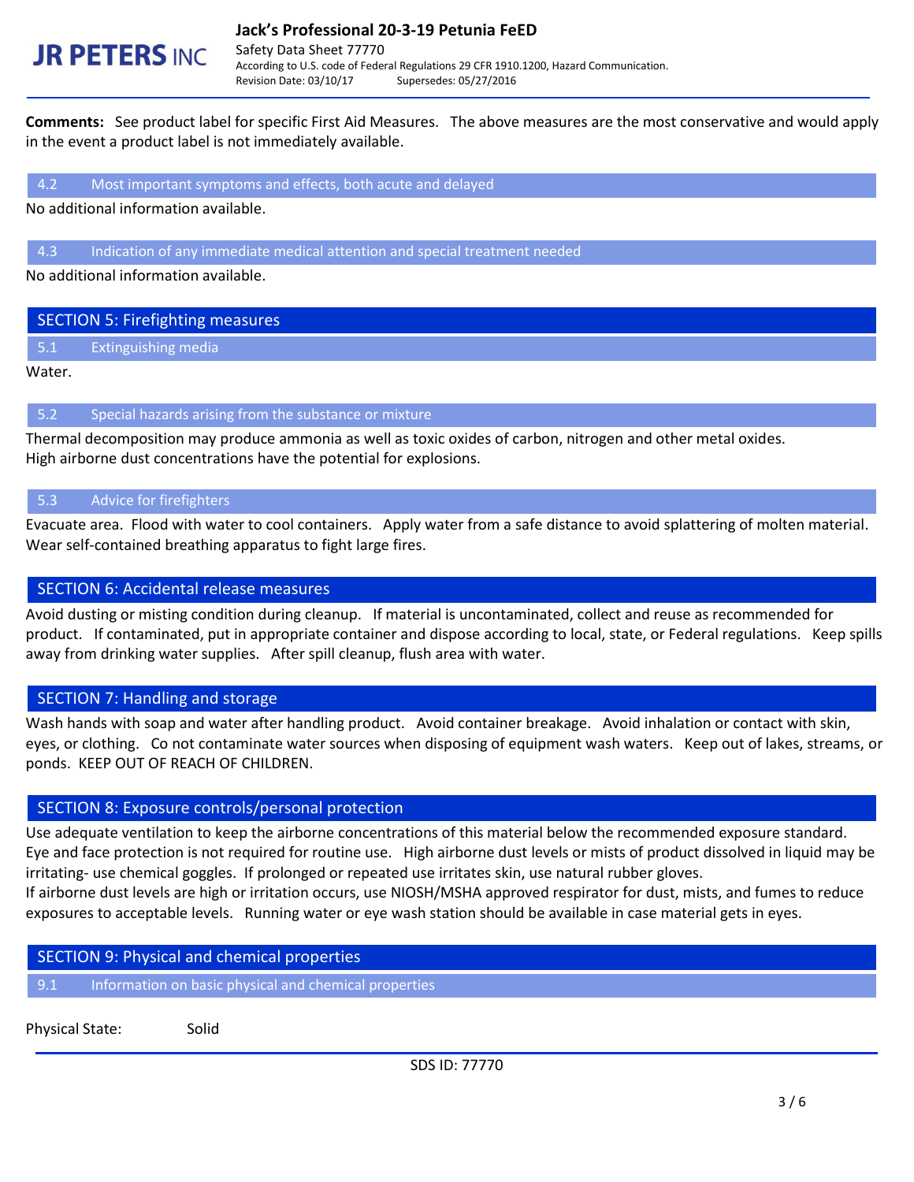**Comments:** See product label for specific First Aid Measures. The above measures are the most conservative and would apply in the event a product label is not immediately available.

### 4.2 Most important symptoms and effects, both acute and delayed

No additional information available.

### 4.3 Indication of any immediate medical attention and special treatment needed

No additional information available.

## SECTION 5: Firefighting measures

### 5.1 Extinguishing media

Water.

### 5.2 Special hazards arising from the substance or mixture

Thermal decomposition may produce ammonia as well as toxic oxides of carbon, nitrogen and other metal oxides. High airborne dust concentrations have the potential for explosions.

### 5.3 Advice for firefighters

Evacuate area. Flood with water to cool containers. Apply water from a safe distance to avoid splattering of molten material. Wear self-contained breathing apparatus to fight large fires.

## SECTION 6: Accidental release measures

Avoid dusting or misting condition during cleanup. If material is uncontaminated, collect and reuse as recommended for product. If contaminated, put in appropriate container and dispose according to local, state, or Federal regulations. Keep spills away from drinking water supplies. After spill cleanup, flush area with water.

## SECTION 7: Handling and storage

Wash hands with soap and water after handling product. Avoid container breakage. Avoid inhalation or contact with skin, eyes, or clothing. Co not contaminate water sources when disposing of equipment wash waters. Keep out of lakes, streams, or ponds. KEEP OUT OF REACH OF CHILDREN.

## SECTION 8: Exposure controls/personal protection

Use adequate ventilation to keep the airborne concentrations of this material below the recommended exposure standard. Eye and face protection is not required for routine use. High airborne dust levels or mists of product dissolved in liquid may be irritating- use chemical goggles. If prolonged or repeated use irritates skin, use natural rubber gloves.
If airborne dust levels are high or irritation occurs, use NIOSH/MSHA approved respirator for dust, mists, and fumes to reduce exposures to acceptable levels. Running water or eye wash station should be available in case material gets in eyes.

## SECTION 9: Physical and chemical properties

### 9.1 Information on basic physical and chemical properties

Physical State: Solid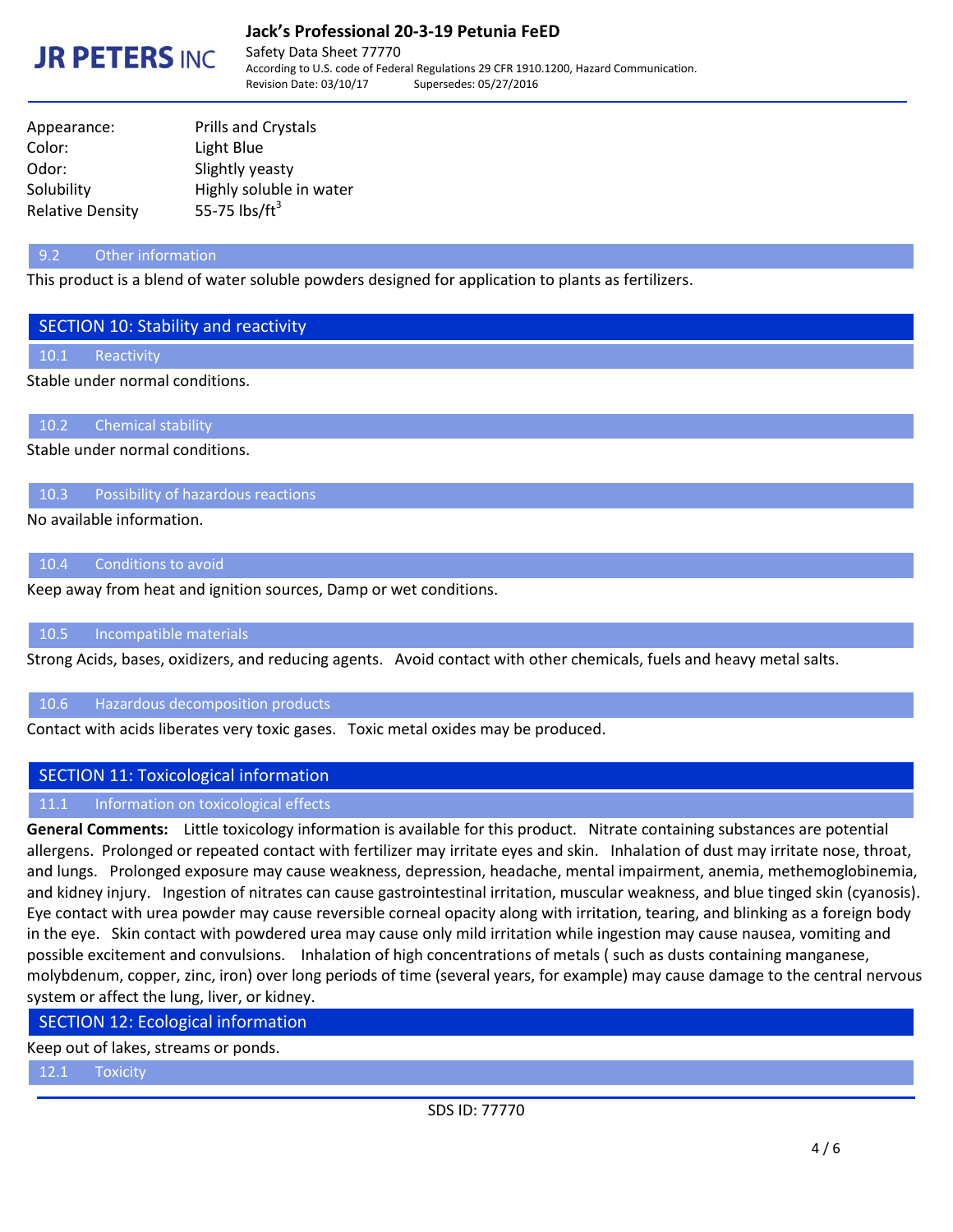| | |
|---|---|
| Appearance: | Prills and Crystals |
| Color: | Light Blue |
| Odor: | Slightly yeasty |
| Solubility | Highly soluble in water |
| Relative Density | 55-75 lbs/ft$^3$ |

### 9.2 Other information

This product is a blend of water soluble powders designed for application to plants as fertilizers.

## SECTION 10: Stability and reactivity

### 10.1 Reactivity

Stable under normal conditions.

### 10.2 Chemical stability

Stable under normal conditions.

### 10.3 Possibility of hazardous reactions

No available information.

### 10.4 Conditions to avoid

Keep away from heat and ignition sources, Damp or wet conditions.

### 10.5 Incompatible materials

Strong Acids, bases, oxidizers, and reducing agents. Avoid contact with other chemicals, fuels and heavy metal salts.

### 10.6 Hazardous decomposition products

Contact with acids liberates very toxic gases. Toxic metal oxides may be produced.

## SECTION 11: Toxicological information

### 11.1 Information on toxicological effects

**General Comments:** Little toxicology information is available for this product. Nitrate containing substances are potential allergens. Prolonged or repeated contact with fertilizer may irritate eyes and skin. Inhalation of dust may irritate nose, throat, and lungs. Prolonged exposure may cause weakness, depression, headache, mental impairment, anemia, methemoglobinemia, and kidney injury. Ingestion of nitrates can cause gastrointestinal irritation, muscular weakness, and blue tinged skin (cyanosis). Eye contact with urea powder may cause reversible corneal opacity along with irritation, tearing, and blinking as a foreign body in the eye. Skin contact with powdered urea may cause only mild irritation while ingestion may cause nausea, vomiting and possible excitement and convulsions. Inhalation of high concentrations of metals ( such as dusts containing manganese, molybdenum, copper, zinc, iron) over long periods of time (several years, for example) may cause damage to the central nervous system or affect the lung, liver, or kidney.

## SECTION 12: Ecological information

Keep out of lakes, streams or ponds.

### 12.1 Toxicity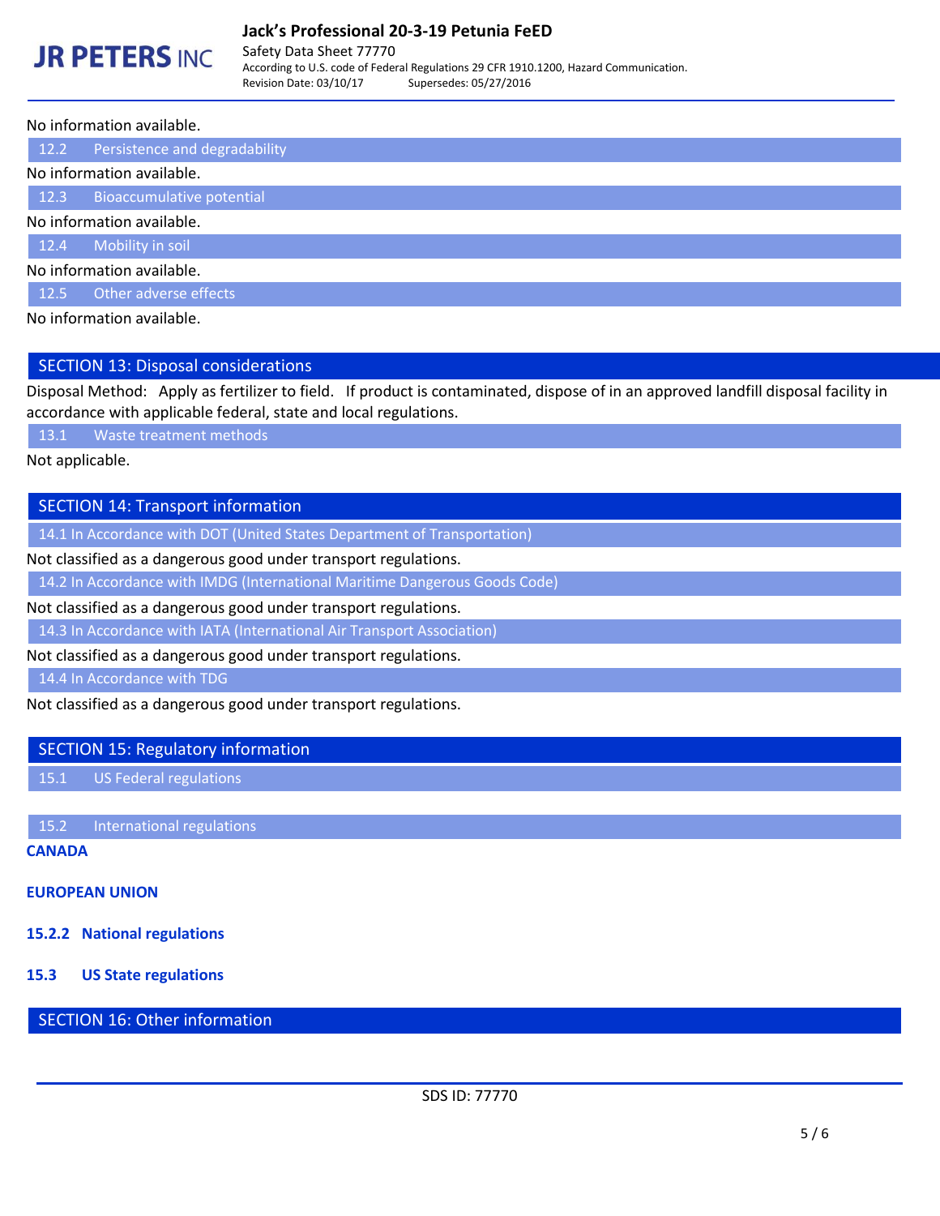No information available.

### 12.2 Persistence and degradability

No information available.

### 12.3 Bioaccumulative potential

No information available.

### 12.4 Mobility in soil

No information available.

### 12.5 Other adverse effects

No information available.

## SECTION 13: Disposal considerations

Disposal Method: Apply as fertilizer to field. If product is contaminated, dispose of in an approved landfill disposal facility in accordance with applicable federal, state and local regulations.

### 13.1 Waste treatment methods

Not applicable.

## SECTION 14: Transport information

### 14.1 In Accordance with DOT (United States Department of Transportation)

Not classified as a dangerous good under transport regulations.

### 14.2 In Accordance with IMDG (International Maritime Dangerous Goods Code)

Not classified as a dangerous good under transport regulations.

### 14.3 In Accordance with IATA (International Air Transport Association)

Not classified as a dangerous good under transport regulations.

### 14.4 In Accordance with TDG

Not classified as a dangerous good under transport regulations.

## SECTION 15: Regulatory information

### 15.1 US Federal regulations

### 15.2 International regulations

**CANADA**

**EUROPEAN UNION**

**15.2.2 National regulations**

**15.3 US State regulations**

## SECTION 16: Other information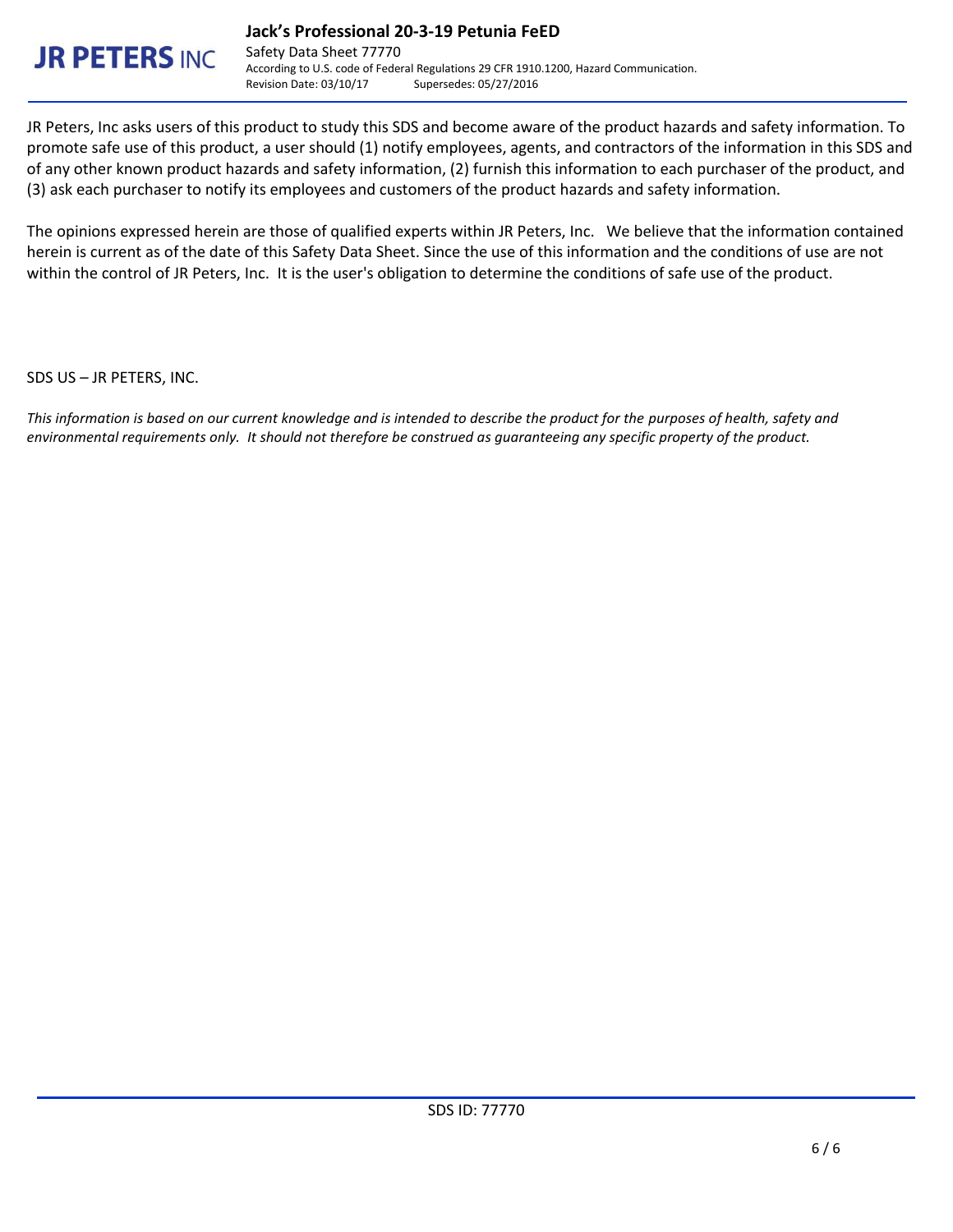JR Peters, Inc asks users of this product to study this SDS and become aware of the product hazards and safety information. To promote safe use of this product, a user should (1) notify employees, agents, and contractors of the information in this SDS and of any other known product hazards and safety information, (2) furnish this information to each purchaser of the product, and (3) ask each purchaser to notify its employees and customers of the product hazards and safety information.

The opinions expressed herein are those of qualified experts within JR Peters, Inc. We believe that the information contained herein is current as of the date of this Safety Data Sheet. Since the use of this information and the conditions of use are not within the control of JR Peters, Inc. It is the user's obligation to determine the conditions of safe use of the product.

SDS US – JR PETERS, INC.

*This information is based on our current knowledge and is intended to describe the product for the purposes of health, safety and environmental requirements only. It should not therefore be construed as guaranteeing any specific property of the product.*